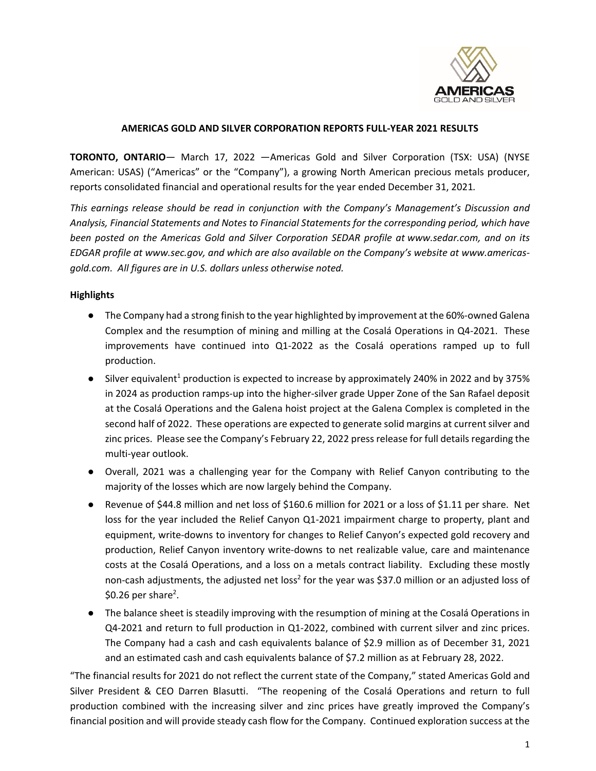# AMERICAS GOLD AND SILVER CORPORATION REPORTS FULL-YEAR 2021 RESULTS

**TORONTO, ONTARIO**— March 17, 2022 —Americas Gold and Silver Corporation (TSX: USA) (NYSE American: USAS) ("Americas" or the "Company"), a growing North American precious metals producer, reports consolidated financial and operational results for the year ended December 31, 2021.

*This earnings release should be read in conjunction with the Company's Management's Discussion and Analysis, Financial Statements and Notes to Financial Statements for the corresponding period, which have been posted on the Americas Gold and Silver Corporation SEDAR profile at www.sedar.com, and on its EDGAR profile at www.sec.gov, and which are also available on the Company's website at www.americas-gold.com. All figures are in U.S. dollars unless otherwise noted.*

**Highlights**

- The Company had a strong finish to the year highlighted by improvement at the 60%-owned Galena Complex and the resumption of mining and milling at the Cosalá Operations in Q4-2021. These improvements have continued into Q1-2022 as the Cosalá operations ramped up to full production.
- Silver equivalent[1] production is expected to increase by approximately 240% in 2022 and by 375% in 2024 as production ramps-up into the higher-silver grade Upper Zone of the San Rafael deposit at the Cosalá Operations and the Galena hoist project at the Galena Complex is completed in the second half of 2022. These operations are expected to generate solid margins at current silver and zinc prices. Please see the Company's February 22, 2022 press release for full details regarding the multi-year outlook.
- Overall, 2021 was a challenging year for the Company with Relief Canyon contributing to the majority of the losses which are now largely behind the Company.
- Revenue of $44.8 million and net loss of $160.6 million for 2021 or a loss of $1.11 per share. Net loss for the year included the Relief Canyon Q1-2021 impairment charge to property, plant and equipment, write-downs to inventory for changes to Relief Canyon's expected gold recovery and production, Relief Canyon inventory write-downs to net realizable value, care and maintenance costs at the Cosalá Operations, and a loss on a metals contract liability. Excluding these mostly non-cash adjustments, the adjusted net loss[2] for the year was $37.0 million or an adjusted loss of $0.26 per share[2].
- The balance sheet is steadily improving with the resumption of mining at the Cosalá Operations in Q4-2021 and return to full production in Q1-2022, combined with current silver and zinc prices. The Company had a cash and cash equivalents balance of $2.9 million as of December 31, 2021 and an estimated cash and cash equivalents balance of $7.2 million as at February 28, 2022.

"The financial results for 2021 do not reflect the current state of the Company," stated Americas Gold and Silver President & CEO Darren Blasutti. "The reopening of the Cosalá Operations and return to full production combined with the increasing silver and zinc prices have greatly improved the Company's financial position and will provide steady cash flow for the Company. Continued exploration success at the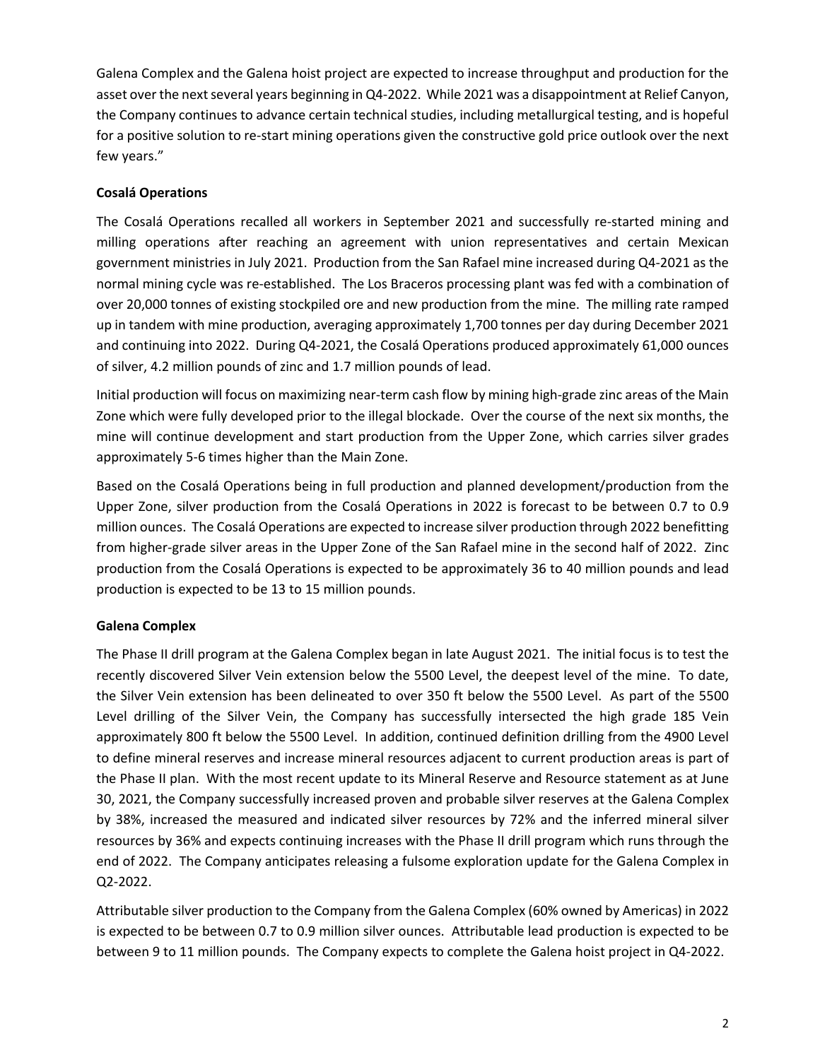Galena Complex and the Galena hoist project are expected to increase throughput and production for the asset over the next several years beginning in Q4-2022. While 2021 was a disappointment at Relief Canyon, the Company continues to advance certain technical studies, including metallurgical testing, and is hopeful for a positive solution to re-start mining operations given the constructive gold price outlook over the next few years."

**Cosalá Operations**

The Cosalá Operations recalled all workers in September 2021 and successfully re-started mining and milling operations after reaching an agreement with union representatives and certain Mexican government ministries in July 2021. Production from the San Rafael mine increased during Q4-2021 as the normal mining cycle was re-established. The Los Braceros processing plant was fed with a combination of over 20,000 tonnes of existing stockpiled ore and new production from the mine. The milling rate ramped up in tandem with mine production, averaging approximately 1,700 tonnes per day during December 2021 and continuing into 2022. During Q4-2021, the Cosalá Operations produced approximately 61,000 ounces of silver, 4.2 million pounds of zinc and 1.7 million pounds of lead.

Initial production will focus on maximizing near-term cash flow by mining high-grade zinc areas of the Main Zone which were fully developed prior to the illegal blockade. Over the course of the next six months, the mine will continue development and start production from the Upper Zone, which carries silver grades approximately 5-6 times higher than the Main Zone.

Based on the Cosalá Operations being in full production and planned development/production from the Upper Zone, silver production from the Cosalá Operations in 2022 is forecast to be between 0.7 to 0.9 million ounces. The Cosalá Operations are expected to increase silver production through 2022 benefitting from higher-grade silver areas in the Upper Zone of the San Rafael mine in the second half of 2022. Zinc production from the Cosalá Operations is expected to be approximately 36 to 40 million pounds and lead production is expected to be 13 to 15 million pounds.

**Galena Complex**

The Phase II drill program at the Galena Complex began in late August 2021. The initial focus is to test the recently discovered Silver Vein extension below the 5500 Level, the deepest level of the mine. To date, the Silver Vein extension has been delineated to over 350 ft below the 5500 Level. As part of the 5500 Level drilling of the Silver Vein, the Company has successfully intersected the high grade 185 Vein approximately 800 ft below the 5500 Level. In addition, continued definition drilling from the 4900 Level to define mineral reserves and increase mineral resources adjacent to current production areas is part of the Phase II plan. With the most recent update to its Mineral Reserve and Resource statement as at June 30, 2021, the Company successfully increased proven and probable silver reserves at the Galena Complex by 38%, increased the measured and indicated silver resources by 72% and the inferred mineral silver resources by 36% and expects continuing increases with the Phase II drill program which runs through the end of 2022. The Company anticipates releasing a fulsome exploration update for the Galena Complex in Q2-2022.

Attributable silver production to the Company from the Galena Complex (60% owned by Americas) in 2022 is expected to be between 0.7 to 0.9 million silver ounces. Attributable lead production is expected to be between 9 to 11 million pounds. The Company expects to complete the Galena hoist project in Q4-2022.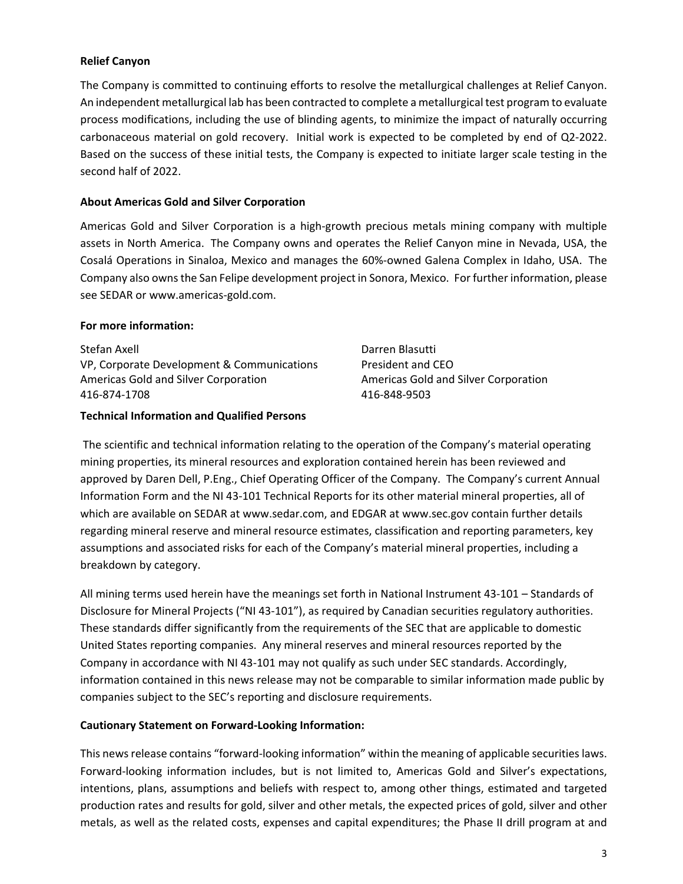**Relief Canyon**

The Company is committed to continuing efforts to resolve the metallurgical challenges at Relief Canyon. An independent metallurgical lab has been contracted to complete a metallurgical test program to evaluate process modifications, including the use of blinding agents, to minimize the impact of naturally occurring carbonaceous material on gold recovery. Initial work is expected to be completed by end of Q2-2022. Based on the success of these initial tests, the Company is expected to initiate larger scale testing in the second half of 2022.

**About Americas Gold and Silver Corporation**

Americas Gold and Silver Corporation is a high-growth precious metals mining company with multiple assets in North America. The Company owns and operates the Relief Canyon mine in Nevada, USA, the Cosalá Operations in Sinaloa, Mexico and manages the 60%-owned Galena Complex in Idaho, USA. The Company also owns the San Felipe development project in Sonora, Mexico. For further information, please see SEDAR or www.americas-gold.com.

**For more information:**

Stefan Axell
VP, Corporate Development & Communications
Americas Gold and Silver Corporation
416-874-1708

Darren Blasutti
President and CEO
Americas Gold and Silver Corporation
416-848-9503

**Technical Information and Qualified Persons**

The scientific and technical information relating to the operation of the Company's material operating mining properties, its mineral resources and exploration contained herein has been reviewed and approved by Daren Dell, P.Eng., Chief Operating Officer of the Company. The Company's current Annual Information Form and the NI 43-101 Technical Reports for its other material mineral properties, all of which are available on SEDAR at www.sedar.com, and EDGAR at www.sec.gov contain further details regarding mineral reserve and mineral resource estimates, classification and reporting parameters, key assumptions and associated risks for each of the Company's material mineral properties, including a breakdown by category.

All mining terms used herein have the meanings set forth in National Instrument 43-101 – Standards of Disclosure for Mineral Projects ("NI 43-101"), as required by Canadian securities regulatory authorities. These standards differ significantly from the requirements of the SEC that are applicable to domestic United States reporting companies. Any mineral reserves and mineral resources reported by the Company in accordance with NI 43-101 may not qualify as such under SEC standards. Accordingly, information contained in this news release may not be comparable to similar information made public by companies subject to the SEC's reporting and disclosure requirements.

**Cautionary Statement on Forward-Looking Information:**

This news release contains "forward-looking information" within the meaning of applicable securities laws. Forward-looking information includes, but is not limited to, Americas Gold and Silver's expectations, intentions, plans, assumptions and beliefs with respect to, among other things, estimated and targeted production rates and results for gold, silver and other metals, the expected prices of gold, silver and other metals, as well as the related costs, expenses and capital expenditures; the Phase II drill program at and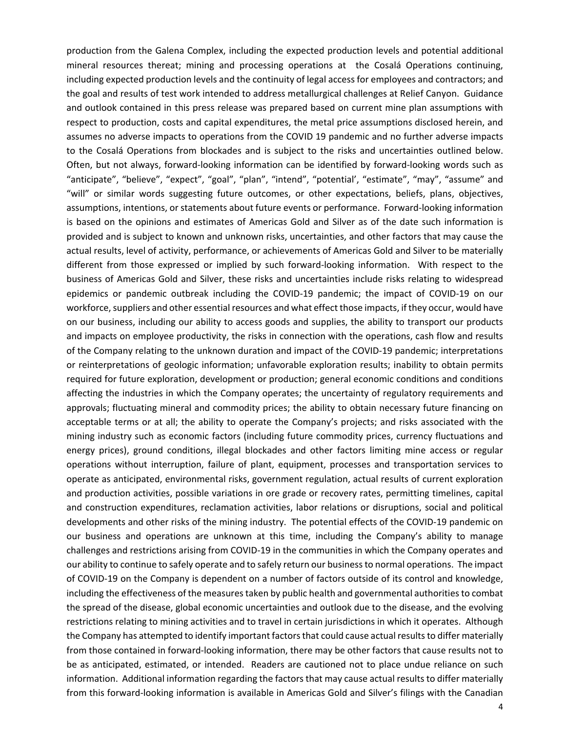production from the Galena Complex, including the expected production levels and potential additional mineral resources thereat; mining and processing operations at the Cosalá Operations continuing, including expected production levels and the continuity of legal access for employees and contractors; and the goal and results of test work intended to address metallurgical challenges at Relief Canyon. Guidance and outlook contained in this press release was prepared based on current mine plan assumptions with respect to production, costs and capital expenditures, the metal price assumptions disclosed herein, and assumes no adverse impacts to operations from the COVID 19 pandemic and no further adverse impacts to the Cosalá Operations from blockades and is subject to the risks and uncertainties outlined below. Often, but not always, forward-looking information can be identified by forward-looking words such as "anticipate", "believe", "expect", "goal", "plan", "intend", "potential', "estimate", "may", "assume" and "will" or similar words suggesting future outcomes, or other expectations, beliefs, plans, objectives, assumptions, intentions, or statements about future events or performance. Forward-looking information is based on the opinions and estimates of Americas Gold and Silver as of the date such information is provided and is subject to known and unknown risks, uncertainties, and other factors that may cause the actual results, level of activity, performance, or achievements of Americas Gold and Silver to be materially different from those expressed or implied by such forward-looking information. With respect to the business of Americas Gold and Silver, these risks and uncertainties include risks relating to widespread epidemics or pandemic outbreak including the COVID-19 pandemic; the impact of COVID-19 on our workforce, suppliers and other essential resources and what effect those impacts, if they occur, would have on our business, including our ability to access goods and supplies, the ability to transport our products and impacts on employee productivity, the risks in connection with the operations, cash flow and results of the Company relating to the unknown duration and impact of the COVID-19 pandemic; interpretations or reinterpretations of geologic information; unfavorable exploration results; inability to obtain permits required for future exploration, development or production; general economic conditions and conditions affecting the industries in which the Company operates; the uncertainty of regulatory requirements and approvals; fluctuating mineral and commodity prices; the ability to obtain necessary future financing on acceptable terms or at all; the ability to operate the Company's projects; and risks associated with the mining industry such as economic factors (including future commodity prices, currency fluctuations and energy prices), ground conditions, illegal blockades and other factors limiting mine access or regular operations without interruption, failure of plant, equipment, processes and transportation services to operate as anticipated, environmental risks, government regulation, actual results of current exploration and production activities, possible variations in ore grade or recovery rates, permitting timelines, capital and construction expenditures, reclamation activities, labor relations or disruptions, social and political developments and other risks of the mining industry. The potential effects of the COVID-19 pandemic on our business and operations are unknown at this time, including the Company's ability to manage challenges and restrictions arising from COVID-19 in the communities in which the Company operates and our ability to continue to safely operate and to safely return our business to normal operations. The impact of COVID-19 on the Company is dependent on a number of factors outside of its control and knowledge, including the effectiveness of the measures taken by public health and governmental authorities to combat the spread of the disease, global economic uncertainties and outlook due to the disease, and the evolving restrictions relating to mining activities and to travel in certain jurisdictions in which it operates. Although the Company has attempted to identify important factors that could cause actual results to differ materially from those contained in forward-looking information, there may be other factors that cause results not to be as anticipated, estimated, or intended. Readers are cautioned not to place undue reliance on such information. Additional information regarding the factors that may cause actual results to differ materially from this forward-looking information is available in Americas Gold and Silver's filings with the Canadian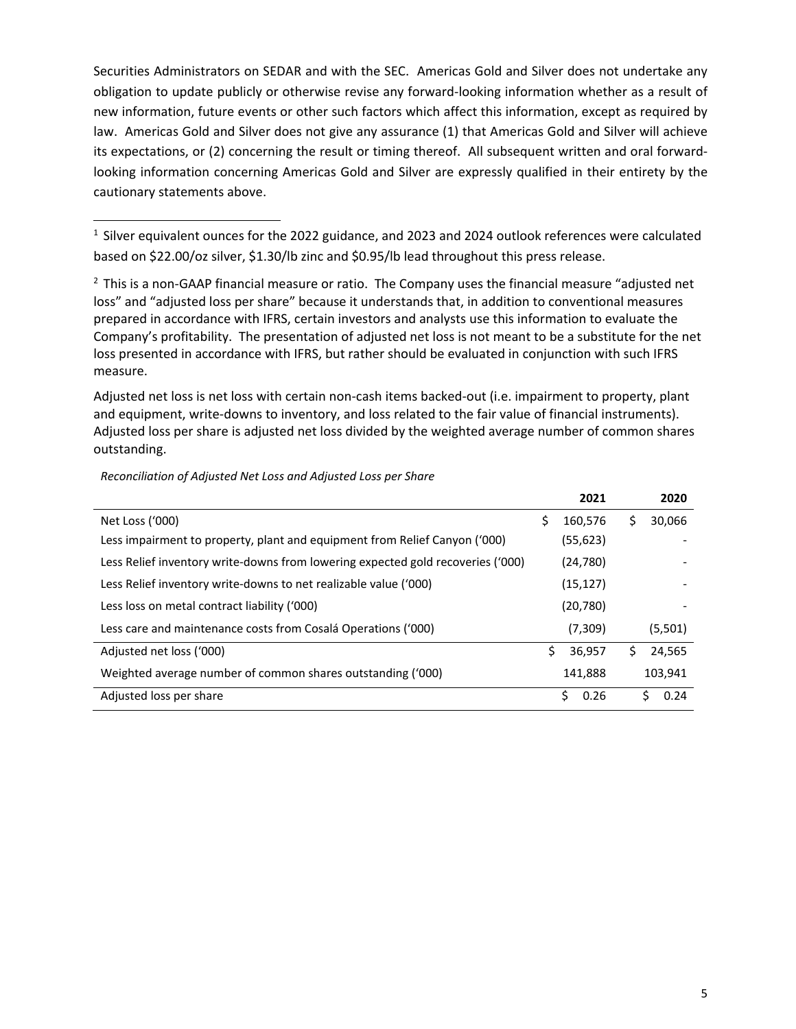Securities Administrators on SEDAR and with the SEC. Americas Gold and Silver does not undertake any obligation to update publicly or otherwise revise any forward-looking information whether as a result of new information, future events or other such factors which affect this information, except as required by law. Americas Gold and Silver does not give any assurance (1) that Americas Gold and Silver will achieve its expectations, or (2) concerning the result or timing thereof. All subsequent written and oral forward-looking information concerning Americas Gold and Silver are expressly qualified in their entirety by the cautionary statements above.

---

[1] Silver equivalent ounces for the 2022 guidance, and 2023 and 2024 outlook references were calculated based on $22.00/oz silver, $1.30/lb zinc and $0.95/lb lead throughout this press release.

[2] This is a non-GAAP financial measure or ratio. The Company uses the financial measure "adjusted net loss" and "adjusted loss per share" because it understands that, in addition to conventional measures prepared in accordance with IFRS, certain investors and analysts use this information to evaluate the Company's profitability. The presentation of adjusted net loss is not meant to be a substitute for the net loss presented in accordance with IFRS, but rather should be evaluated in conjunction with such IFRS measure.

Adjusted net loss is net loss with certain non-cash items backed-out (i.e. impairment to property, plant and equipment, write-downs to inventory, and loss related to the fair value of financial instruments). Adjusted loss per share is adjusted net loss divided by the weighted average number of common shares outstanding.

*Reconciliation of Adjusted Net Loss and Adjusted Loss per Share*

| | 2021 | 2020 |
|---|---|---|
| Net Loss ('000) | $ 160,576 | $ 30,066 |
| Less impairment to property, plant and equipment from Relief Canyon ('000) | (55,623) | - |
| Less Relief inventory write-downs from lowering expected gold recoveries ('000) | (24,780) | - |
| Less Relief inventory write-downs to net realizable value ('000) | (15,127) | - |
| Less loss on metal contract liability ('000) | (20,780) | - |
| Less care and maintenance costs from Cosalá Operations ('000) | (7,309) | (5,501) |
| Adjusted net loss ('000) | $ 36,957 | $ 24,565 |
| Weighted average number of common shares outstanding ('000) | 141,888 | 103,941 |
| Adjusted loss per share | $ 0.26 | $ 0.24 |